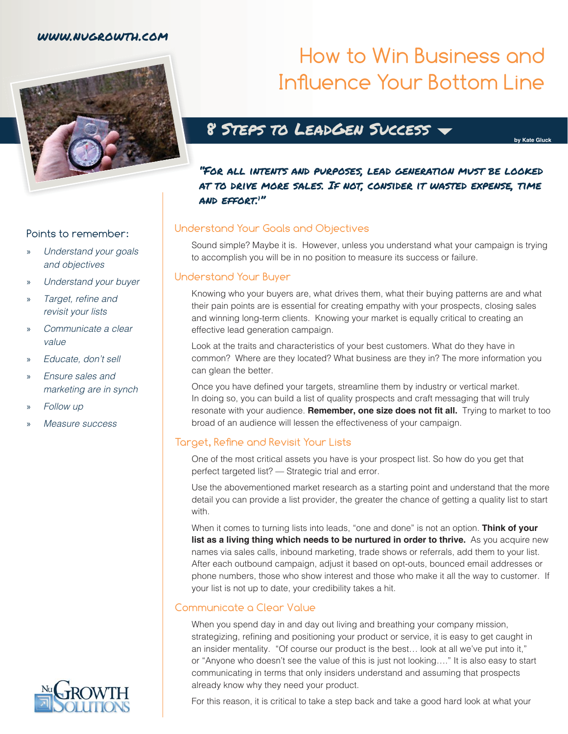www.nugrowth.com

# How to Win Business and Influence Your Bottom Line

## 8 Steps to LeadGen Success

by Kate Gluck

*"For all intents and purposes, lead generation must be looked at to drive more sales. If not, consider it wasted expense, time and effort!"*

### Points to remember:

- » *Understand your goals and objectives*
- » *Understand your buyer*
- » *Target, refine and revisit your lists*
- » *Communicate a clear value*
- » *Educate, don't sell*
- » *Ensure sales and marketing are in synch*
- » *Follow up*
- » *Measure success*

### Understand Your Goals and Objectives

Sound simple? Maybe it is. However, unless you understand what your campaign is trying to accomplish you will be in no position to measure its success or failure.

### Understand Your Buyer

Knowing who your buyers are, what drives them, what their buying patterns are and what their pain points are is essential for creating empathy with your prospects, closing sales and winning long-term clients. Knowing your market is equally critical to creating an effective lead generation campaign.

Look at the traits and characteristics of your best customers. What do they have in common? Where are they located? What business are they in? The more information you can glean the better.

Once you have defined your targets, streamline them by industry or vertical market. In doing so, you can build a list of quality prospects and craft messaging that will truly resonate with your audience. **Remember, one size does not fit all.** Trying to market to too broad of an audience will lessen the effectiveness of your campaign.

### Target, Refine and Revisit Your Lists

One of the most critical assets you have is your prospect list. So how do you get that perfect targeted list? — Strategic trial and error.

Use the abovementioned market research as a starting point and understand that the more detail you can provide a list provider, the greater the chance of getting a quality list to start with.

When it comes to turning lists into leads, "one and done" is not an option. **Think of your list as a living thing which needs to be nurtured in order to thrive.** As you acquire new names via sales calls, inbound marketing, trade shows or referrals, add them to your list. After each outbound campaign, adjust it based on opt-outs, bounced email addresses or phone numbers, those who show interest and those who make it all the way to customer. If your list is not up to date, your credibility takes a hit.

### Communicate a Clear Value

When you spend day in and day out living and breathing your company mission, strategizing, refining and positioning your product or service, it is easy to get caught in an insider mentality. "Of course our product is the best… look at all we've put into it," or "Anyone who doesn't see the value of this is just not looking…." It is also easy to start communicating in terms that only insiders understand and assuming that prospects already know why they need your product.

For this reason, it is critical to take a step back and take a good hard look at what your

NuGrowth Solutions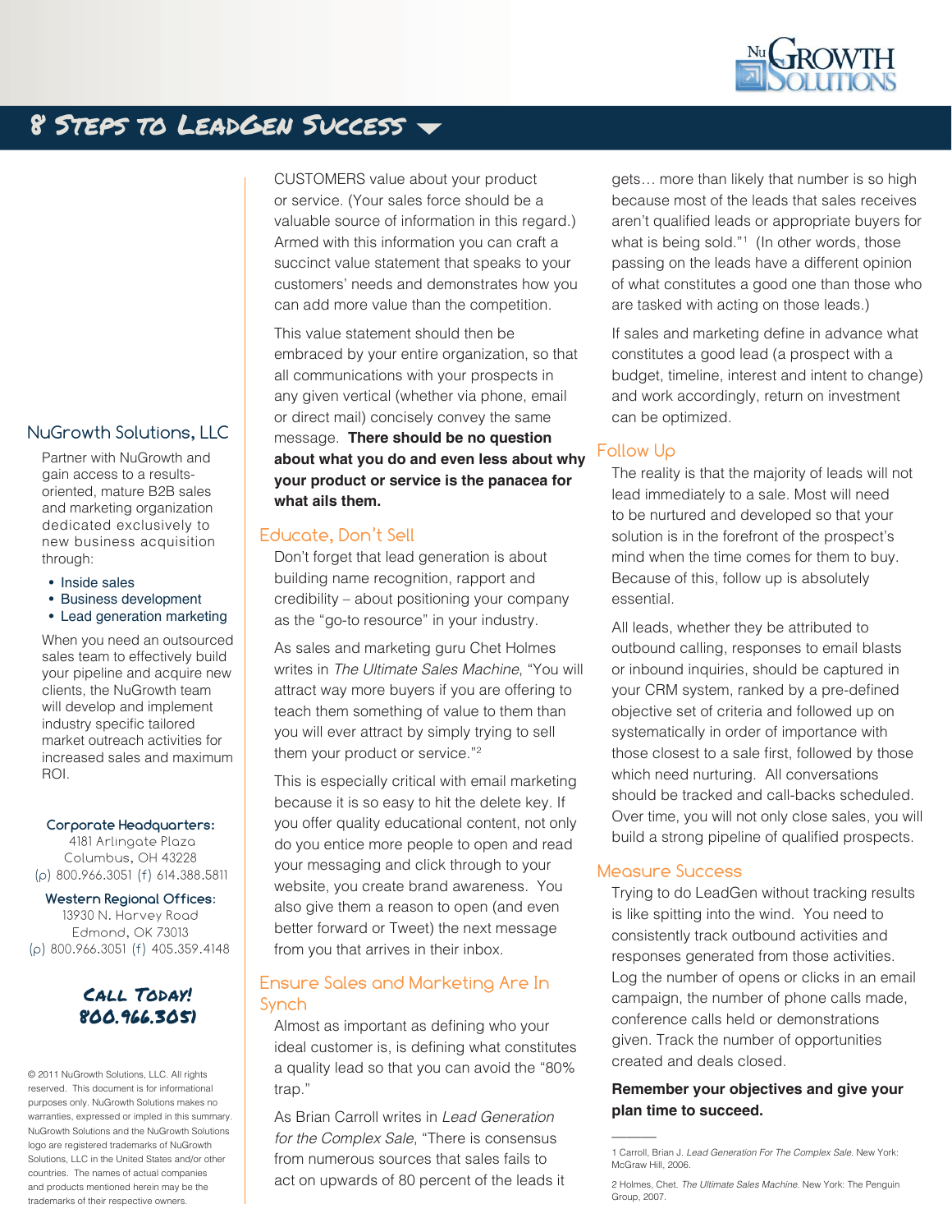# 8 Steps to LeadGen Success

CUSTOMERS value about your product or service. (Your sales force should be a valuable source of information in this regard.) Armed with this information you can craft a succinct value statement that speaks to your customers' needs and demonstrates how you can add more value than the competition.

This value statement should then be embraced by your entire organization, so that all communications with your prospects in any given vertical (whether via phone, email or direct mail) concisely convey the same message. **There should be no question about what you do and even less about why your product or service is the panacea for what ails them.**

## Educate, Don't Sell

Don't forget that lead generation is about building name recognition, rapport and credibility – about positioning your company as the "go-to resource" in your industry.

As sales and marketing guru Chet Holmes writes in *The Ultimate Sales Machine*, "You will attract way more buyers if you are offering to teach them something of value to them than you will ever attract by simply trying to sell them your product or service."[2]

This is especially critical with email marketing because it is so easy to hit the delete key. If you offer quality educational content, not only do you entice more people to open and read your messaging and click through to your website, you create brand awareness. You also give them a reason to open (and even better forward or Tweet) the next message from you that arrives in their inbox.

## Ensure Sales and Marketing Are In Synch

Almost as important as defining who your ideal customer is, is defining what constitutes a quality lead so that you can avoid the "80% trap."

As Brian Carroll writes in *Lead Generation for the Complex Sale*, "There is consensus from numerous sources that sales fails to act on upwards of 80 percent of the leads it gets… more than likely that number is so high because most of the leads that sales receives aren't qualified leads or appropriate buyers for what is being sold."[1] (In other words, those passing on the leads have a different opinion of what constitutes a good one than those who are tasked with acting on those leads.)

If sales and marketing define in advance what constitutes a good lead (a prospect with a budget, timeline, interest and intent to change) and work accordingly, return on investment can be optimized.

## Follow Up

The reality is that the majority of leads will not lead immediately to a sale. Most will need to be nurtured and developed so that your solution is in the forefront of the prospect's mind when the time comes for them to buy. Because of this, follow up is absolutely essential.

All leads, whether they be attributed to outbound calling, responses to email blasts or inbound inquiries, should be captured in your CRM system, ranked by a pre-defined objective set of criteria and followed up on systematically in order of importance with those closest to a sale first, followed by those which need nurturing. All conversations should be tracked and call-backs scheduled. Over time, you will not only close sales, you will build a strong pipeline of qualified prospects.

## Measure Success

Trying to do LeadGen without tracking results is like spitting into the wind. You need to consistently track outbound activities and responses generated from those activities. Log the number of opens or clicks in an email campaign, the number of phone calls made, conference calls held or demonstrations given. Track the number of opportunities created and deals closed.

**Remember your objectives and give your plan time to succeed.**

---

1 Carroll, Brian J. *Lead Generation For The Complex Sale*. New York: McGraw Hill, 2006.

2 Holmes, Chet. *The Ultimate Sales Machine*. New York: The Penguin Group, 2007.

---

### NuGrowth Solutions, LLC

Partner with NuGrowth and gain access to a results-oriented, mature B2B sales and marketing organization dedicated exclusively to new business acquisition through:

- Inside sales
- Business development
- Lead generation marketing

When you need an outsourced sales team to effectively build your pipeline and acquire new clients, the NuGrowth team will develop and implement industry specific tailored market outreach activities for increased sales and maximum ROI.

**Corporate Headquarters:**
4181 Arlingate Plaza
Columbus, OH 43228
(p) 800.966.3051 (f) 614.388.5811

**Western Regional Offices:**
13930 N. Harvey Road
Edmond, OK 73013
(p) 800.966.3051 (f) 405.359.4148

**Call Today!**
**800.966.3051**

© 2011 NuGrowth Solutions, LLC. All rights reserved. This document is for informational purposes only. NuGrowth Solutions makes no warranties, expressed or impled in this summary. NuGrowth Solutions and the NuGrowth Solutions logo are registered trademarks of NuGrowth Solutions, LLC in the United States and/or other countries. The names of actual companies and products mentioned herein may be the trademarks of their respective owners.